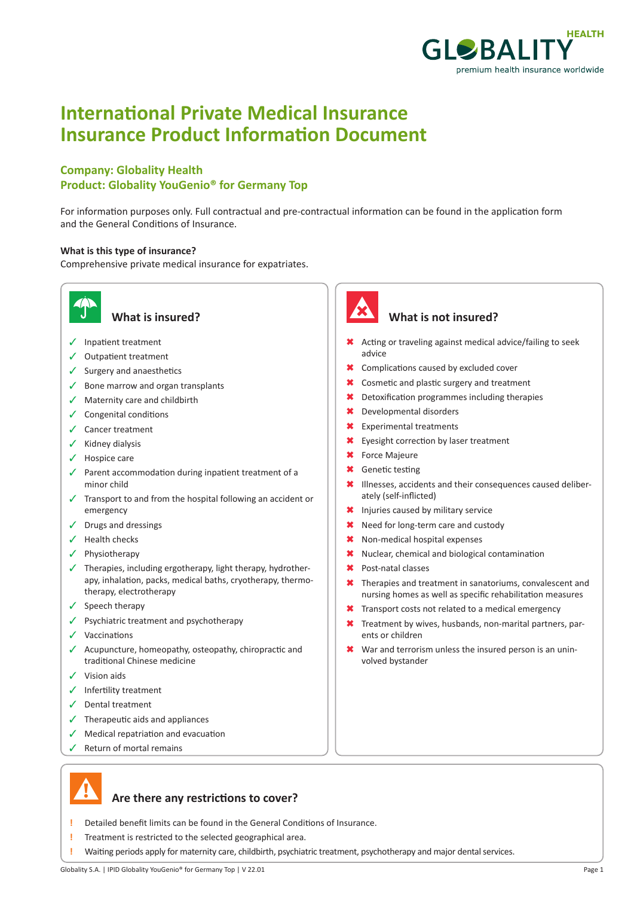GLOBALITY HEALTH
premium health insurance worldwide

# International Private Medical Insurance
# Insurance Product Information Document

## Company: Globality Health
## Product: Globality YouGenio® for Germany Top

For information purposes only. Full contractual and pre-contractual information can be found in the application form and the General Conditions of Insurance.

**What is this type of insurance?**
Comprehensive private medical insurance for expatriates.

### What is insured?

- ✓ Inpatient treatment
- ✓ Outpatient treatment
- ✓ Surgery and anaesthetics
- ✓ Bone marrow and organ transplants
- ✓ Maternity care and childbirth
- ✓ Congenital conditions
- ✓ Cancer treatment
- ✓ Kidney dialysis
- ✓ Hospice care
- ✓ Parent accommodation during inpatient treatment of a minor child
- ✓ Transport to and from the hospital following an accident or emergency
- ✓ Drugs and dressings
- ✓ Health checks
- ✓ Physiotherapy
- ✓ Therapies, including ergotherapy, light therapy, hydrotherapy, inhalation, packs, medical baths, cryotherapy, thermotherapy, electrotherapy
- ✓ Speech therapy
- ✓ Psychiatric treatment and psychotherapy
- ✓ Vaccinations
- ✓ Acupuncture, homeopathy, osteopathy, chiropractic and traditional Chinese medicine
- ✓ Vision aids
- ✓ Infertility treatment
- ✓ Dental treatment
- ✓ Therapeutic aids and appliances
- ✓ Medical repatriation and evacuation
- ✓ Return of mortal remains

### What is not insured?

- ✖ Acting or traveling against medical advice/failing to seek advice
- ✖ Complications caused by excluded cover
- ✖ Cosmetic and plastic surgery and treatment
- ✖ Detoxification programmes including therapies
- ✖ Developmental disorders
- ✖ Experimental treatments
- ✖ Eyesight correction by laser treatment
- ✖ Force Majeure
- ✖ Genetic testing
- ✖ Illnesses, accidents and their consequences caused deliberately (self-inflicted)
- ✖ Injuries caused by military service
- ✖ Need for long-term care and custody
- ✖ Non-medical hospital expenses
- ✖ Nuclear, chemical and biological contamination
- ✖ Post-natal classes
- ✖ Therapies and treatment in sanatoriums, convalescent and nursing homes as well as specific rehabilitation measures
- ✖ Transport costs not related to a medical emergency
- ✖ Treatment by wives, husbands, non-marital partners, parents or children
- ✖ War and terrorism unless the insured person is an uninvolved bystander

### Are there any restrictions to cover?

- ! Detailed benefit limits can be found in the General Conditions of Insurance.
- ! Treatment is restricted to the selected geographical area.
- ! Waiting periods apply for maternity care, childbirth, psychiatric treatment, psychotherapy and major dental services.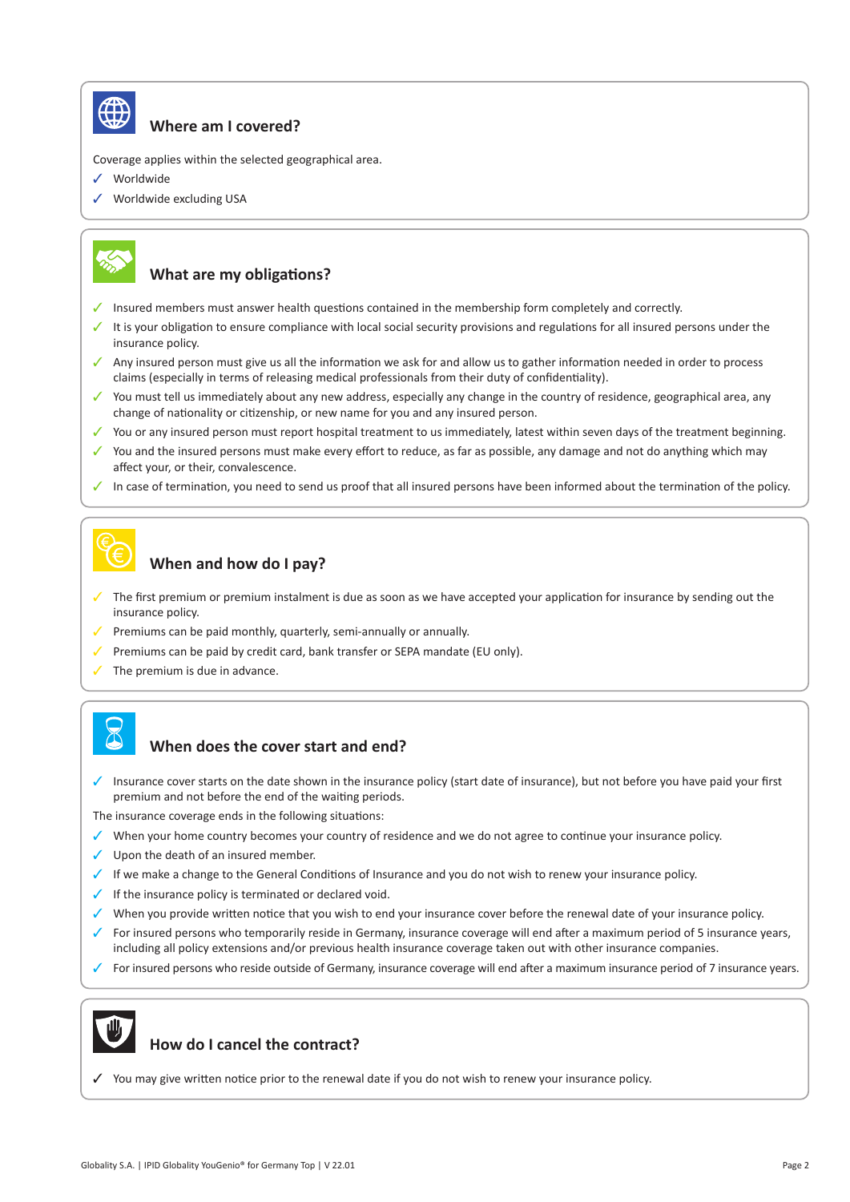## Where am I covered?

Coverage applies within the selected geographical area.

- ✓ Worldwide
- ✓ Worldwide excluding USA

## What are my obligations?

- ✓ Insured members must answer health questions contained in the membership form completely and correctly.
- ✓ It is your obligation to ensure compliance with local social security provisions and regulations for all insured persons under the insurance policy.
- ✓ Any insured person must give us all the information we ask for and allow us to gather information needed in order to process claims (especially in terms of releasing medical professionals from their duty of confidentiality).
- ✓ You must tell us immediately about any new address, especially any change in the country of residence, geographical area, any change of nationality or citizenship, or new name for you and any insured person.
- ✓ You or any insured person must report hospital treatment to us immediately, latest within seven days of the treatment beginning.
- ✓ You and the insured persons must make every effort to reduce, as far as possible, any damage and not do anything which may affect your, or their, convalescence.
- ✓ In case of termination, you need to send us proof that all insured persons have been informed about the termination of the policy.

## When and how do I pay?

- ✓ The first premium or premium instalment is due as soon as we have accepted your application for insurance by sending out the insurance policy.
- ✓ Premiums can be paid monthly, quarterly, semi-annually or annually.
- ✓ Premiums can be paid by credit card, bank transfer or SEPA mandate (EU only).
- ✓ The premium is due in advance.

## When does the cover start and end?

- ✓ Insurance cover starts on the date shown in the insurance policy (start date of insurance), but not before you have paid your first premium and not before the end of the waiting periods.

The insurance coverage ends in the following situations:

- ✓ When your home country becomes your country of residence and we do not agree to continue your insurance policy.
- ✓ Upon the death of an insured member.
- ✓ If we make a change to the General Conditions of Insurance and you do not wish to renew your insurance policy.
- ✓ If the insurance policy is terminated or declared void.
- ✓ When you provide written notice that you wish to end your insurance cover before the renewal date of your insurance policy.
- ✓ For insured persons who temporarily reside in Germany, insurance coverage will end after a maximum period of 5 insurance years, including all policy extensions and/or previous health insurance coverage taken out with other insurance companies.
- ✓ For insured persons who reside outside of Germany, insurance coverage will end after a maximum insurance period of 7 insurance years.

## How do I cancel the contract?

- ✓ You may give written notice prior to the renewal date if you do not wish to renew your insurance policy.